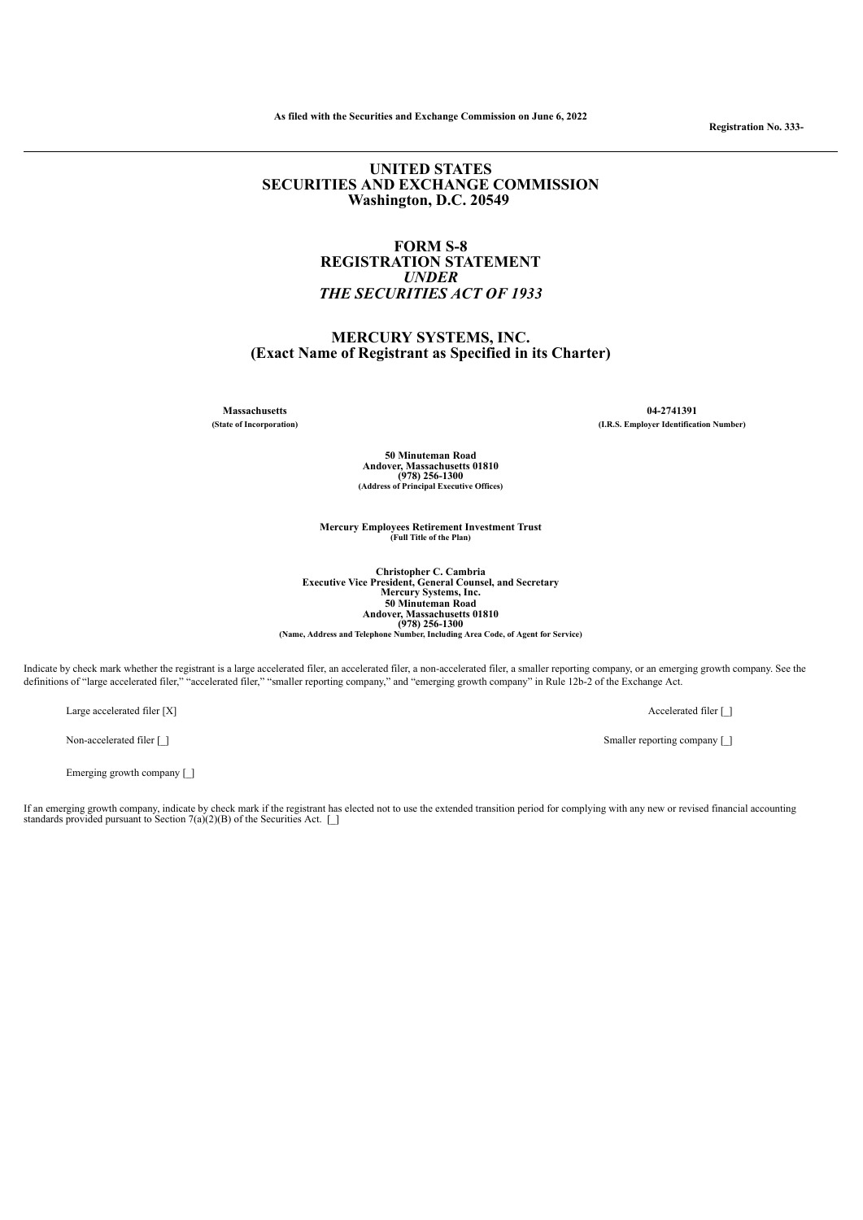**As filed with the Securities and Exchange Commission on June 6, 2022**

**Registration No. 333-**

---

# UNITED STATES
# SECURITIES AND EXCHANGE COMMISSION
## Washington, D.C. 20549

## FORM S-8
## REGISTRATION STATEMENT
### *UNDER*
### *THE SECURITIES ACT OF 1933*

## MERCURY SYSTEMS, INC.
### (Exact Name of Registrant as Specified in its Charter)

| **Massachusetts** | **04-2741391** |
|---|---|
| **(State of Incorporation)** | **(I.R.S. Employer Identification Number)** |

**50 Minuteman Road**
**Andover, Massachusetts 01810**
**(978) 256-1300**
**(Address of Principal Executive Offices)**

**Mercury Employees Retirement Investment Trust**
**(Full Title of the Plan)**

**Christopher C. Cambria**
**Executive Vice President, General Counsel, and Secretary**
**Mercury Systems, Inc.**
**50 Minuteman Road**
**Andover, Massachusetts 01810**
**(978) 256-1300**
**(Name, Address and Telephone Number, Including Area Code, of Agent for Service)**

Indicate by check mark whether the registrant is a large accelerated filer, an accelerated filer, a non-accelerated filer, a smaller reporting company, or an emerging growth company. See the definitions of "large accelerated filer," "accelerated filer," "smaller reporting company," and "emerging growth company" in Rule 12b-2 of the Exchange Act.

| | |
|---|---|
| Large accelerated filer [X] | Accelerated filer [_] |
| Non-accelerated filer [_] | Smaller reporting company [_] |
| Emerging growth company [_] | |

If an emerging growth company, indicate by check mark if the registrant has elected not to use the extended transition period for complying with any new or revised financial accounting standards provided pursuant to Section 7(a)(2)(B) of the Securities Act. [_]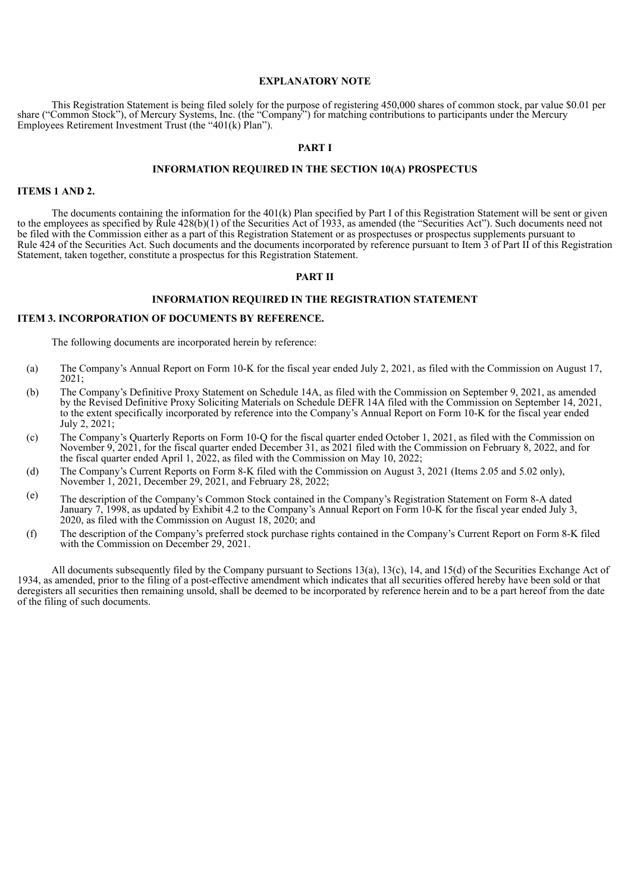## EXPLANATORY NOTE

This Registration Statement is being filed solely for the purpose of registering 450,000 shares of common stock, par value $0.01 per share ("Common Stock"), of Mercury Systems, Inc. (the "Company") for matching contributions to participants under the Mercury Employees Retirement Investment Trust (the "401(k) Plan").

## PART I

## INFORMATION REQUIRED IN THE SECTION 10(A) PROSPECTUS

### ITEMS 1 AND 2.

The documents containing the information for the 401(k) Plan specified by Part I of this Registration Statement will be sent or given to the employees as specified by Rule 428(b)(1) of the Securities Act of 1933, as amended (the "Securities Act"). Such documents need not be filed with the Commission either as a part of this Registration Statement or as prospectuses or prospectus supplements pursuant to Rule 424 of the Securities Act. Such documents and the documents incorporated by reference pursuant to Item 3 of Part II of this Registration Statement, taken together, constitute a prospectus for this Registration Statement.

## PART II

## INFORMATION REQUIRED IN THE REGISTRATION STATEMENT

### ITEM 3. INCORPORATION OF DOCUMENTS BY REFERENCE.

The following documents are incorporated herein by reference:

(a) The Company's Annual Report on Form 10-K for the fiscal year ended July 2, 2021, as filed with the Commission on August 17, 2021;

(b) The Company's Definitive Proxy Statement on Schedule 14A, as filed with the Commission on September 9, 2021, as amended by the Revised Definitive Proxy Soliciting Materials on Schedule DEFR 14A filed with the Commission on September 14, 2021, to the extent specifically incorporated by reference into the Company's Annual Report on Form 10-K for the fiscal year ended July 2, 2021;

(c) The Company's Quarterly Reports on Form 10-Q for the fiscal quarter ended October 1, 2021, as filed with the Commission on November 9, 2021, for the fiscal quarter ended December 31, as 2021 filed with the Commission on February 8, 2022, and for the fiscal quarter ended April 1, 2022, as filed with the Commission on May 10, 2022;

(d) The Company's Current Reports on Form 8-K filed with the Commission on August 3, 2021 (Items 2.05 and 5.02 only), November 1, 2021, December 29, 2021, and February 28, 2022;

(e) The description of the Company's Common Stock contained in the Company's Registration Statement on Form 8-A dated January 7, 1998, as updated by Exhibit 4.2 to the Company's Annual Report on Form 10-K for the fiscal year ended July 3, 2020, as filed with the Commission on August 18, 2020; and

(f) The description of the Company's preferred stock purchase rights contained in the Company's Current Report on Form 8-K filed with the Commission on December 29, 2021.

All documents subsequently filed by the Company pursuant to Sections 13(a), 13(c), 14, and 15(d) of the Securities Exchange Act of 1934, as amended, prior to the filing of a post-effective amendment which indicates that all securities offered hereby have been sold or that deregisters all securities then remaining unsold, shall be deemed to be incorporated by reference herein and to be a part hereof from the date of the filing of such documents.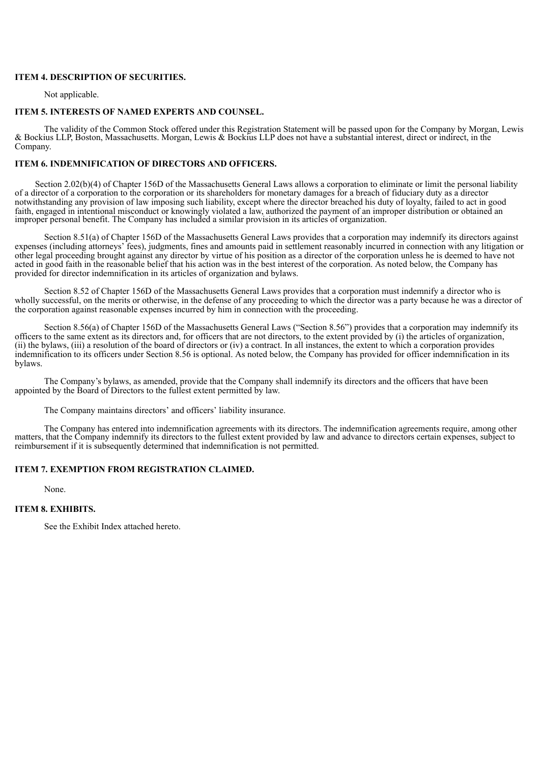**ITEM 4. DESCRIPTION OF SECURITIES.**

Not applicable.

**ITEM 5. INTERESTS OF NAMED EXPERTS AND COUNSEL.**

The validity of the Common Stock offered under this Registration Statement will be passed upon for the Company by Morgan, Lewis & Bockius LLP, Boston, Massachusetts. Morgan, Lewis & Bockius LLP does not have a substantial interest, direct or indirect, in the Company.

**ITEM 6. INDEMNIFICATION OF DIRECTORS AND OFFICERS.**

Section 2.02(b)(4) of Chapter 156D of the Massachusetts General Laws allows a corporation to eliminate or limit the personal liability of a director of a corporation to the corporation or its shareholders for monetary damages for a breach of fiduciary duty as a director notwithstanding any provision of law imposing such liability, except where the director breached his duty of loyalty, failed to act in good faith, engaged in intentional misconduct or knowingly violated a law, authorized the payment of an improper distribution or obtained an improper personal benefit. The Company has included a similar provision in its articles of organization.

Section 8.51(a) of Chapter 156D of the Massachusetts General Laws provides that a corporation may indemnify its directors against expenses (including attorneys' fees), judgments, fines and amounts paid in settlement reasonably incurred in connection with any litigation or other legal proceeding brought against any director by virtue of his position as a director of the corporation unless he is deemed to have not acted in good faith in the reasonable belief that his action was in the best interest of the corporation. As noted below, the Company has provided for director indemnification in its articles of organization and bylaws.

Section 8.52 of Chapter 156D of the Massachusetts General Laws provides that a corporation must indemnify a director who is wholly successful, on the merits or otherwise, in the defense of any proceeding to which the director was a party because he was a director of the corporation against reasonable expenses incurred by him in connection with the proceeding.

Section 8.56(a) of Chapter 156D of the Massachusetts General Laws ("Section 8.56") provides that a corporation may indemnify its officers to the same extent as its directors and, for officers that are not directors, to the extent provided by (i) the articles of organization, (ii) the bylaws, (iii) a resolution of the board of directors or (iv) a contract. In all instances, the extent to which a corporation provides indemnification to its officers under Section 8.56 is optional. As noted below, the Company has provided for officer indemnification in its bylaws.

The Company's bylaws, as amended, provide that the Company shall indemnify its directors and the officers that have been appointed by the Board of Directors to the fullest extent permitted by law.

The Company maintains directors' and officers' liability insurance.

The Company has entered into indemnification agreements with its directors. The indemnification agreements require, among other matters, that the Company indemnify its directors to the fullest extent provided by law and advance to directors certain expenses, subject to reimbursement if it is subsequently determined that indemnification is not permitted.

**ITEM 7. EXEMPTION FROM REGISTRATION CLAIMED.**

None.

**ITEM 8. EXHIBITS.**

See the Exhibit Index attached hereto.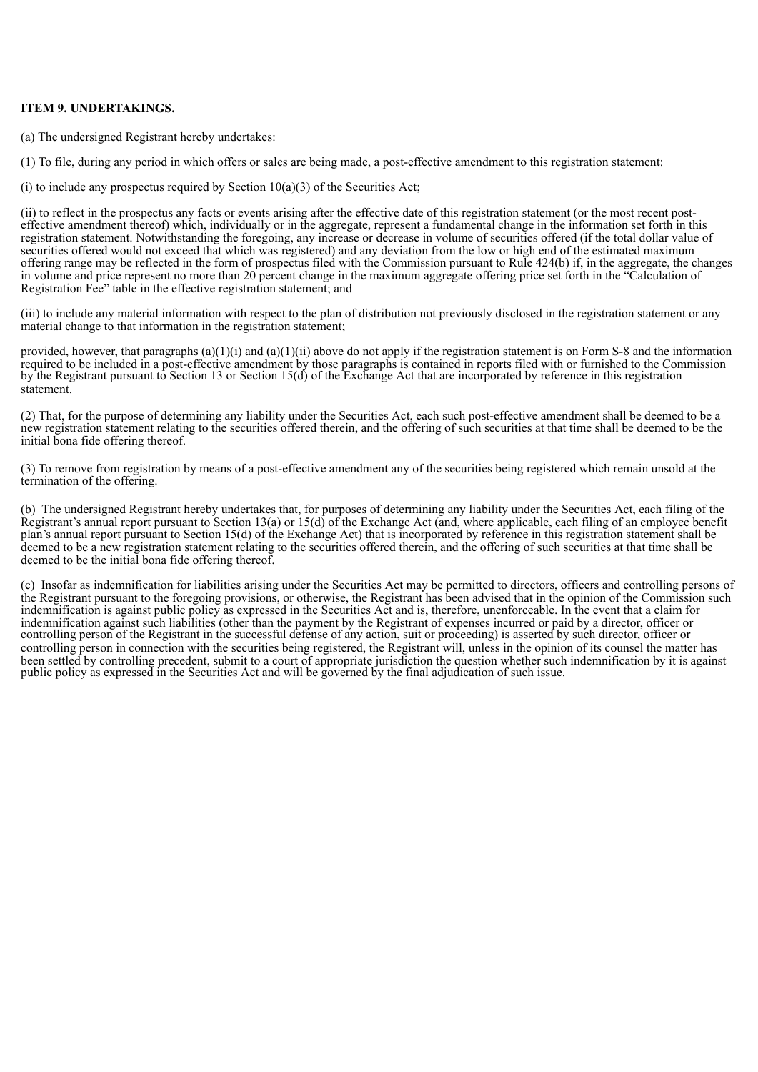**ITEM 9. UNDERTAKINGS.**

(a) The undersigned Registrant hereby undertakes:

(1) To file, during any period in which offers or sales are being made, a post-effective amendment to this registration statement:

(i) to include any prospectus required by Section 10(a)(3) of the Securities Act;

(ii) to reflect in the prospectus any facts or events arising after the effective date of this registration statement (or the most recent post-effective amendment thereof) which, individually or in the aggregate, represent a fundamental change in the information set forth in this registration statement. Notwithstanding the foregoing, any increase or decrease in volume of securities offered (if the total dollar value of securities offered would not exceed that which was registered) and any deviation from the low or high end of the estimated maximum offering range may be reflected in the form of prospectus filed with the Commission pursuant to Rule 424(b) if, in the aggregate, the changes in volume and price represent no more than 20 percent change in the maximum aggregate offering price set forth in the "Calculation of Registration Fee" table in the effective registration statement; and

(iii) to include any material information with respect to the plan of distribution not previously disclosed in the registration statement or any material change to that information in the registration statement;

provided, however, that paragraphs (a)(1)(i) and (a)(1)(ii) above do not apply if the registration statement is on Form S-8 and the information required to be included in a post-effective amendment by those paragraphs is contained in reports filed with or furnished to the Commission by the Registrant pursuant to Section 13 or Section 15(d) of the Exchange Act that are incorporated by reference in this registration statement.

(2) That, for the purpose of determining any liability under the Securities Act, each such post-effective amendment shall be deemed to be a new registration statement relating to the securities offered therein, and the offering of such securities at that time shall be deemed to be the initial bona fide offering thereof.

(3) To remove from registration by means of a post-effective amendment any of the securities being registered which remain unsold at the termination of the offering.

(b) The undersigned Registrant hereby undertakes that, for purposes of determining any liability under the Securities Act, each filing of the Registrant's annual report pursuant to Section 13(a) or 15(d) of the Exchange Act (and, where applicable, each filing of an employee benefit plan's annual report pursuant to Section 15(d) of the Exchange Act) that is incorporated by reference in this registration statement shall be deemed to be a new registration statement relating to the securities offered therein, and the offering of such securities at that time shall be deemed to be the initial bona fide offering thereof.

(c) Insofar as indemnification for liabilities arising under the Securities Act may be permitted to directors, officers and controlling persons of the Registrant pursuant to the foregoing provisions, or otherwise, the Registrant has been advised that in the opinion of the Commission such indemnification is against public policy as expressed in the Securities Act and is, therefore, unenforceable. In the event that a claim for indemnification against such liabilities (other than the payment by the Registrant of expenses incurred or paid by a director, officer or controlling person of the Registrant in the successful defense of any action, suit or proceeding) is asserted by such director, officer or controlling person in connection with the securities being registered, the Registrant will, unless in the opinion of its counsel the matter has been settled by controlling precedent, submit to a court of appropriate jurisdiction the question whether such indemnification by it is against public policy as expressed in the Securities Act and will be governed by the final adjudication of such issue.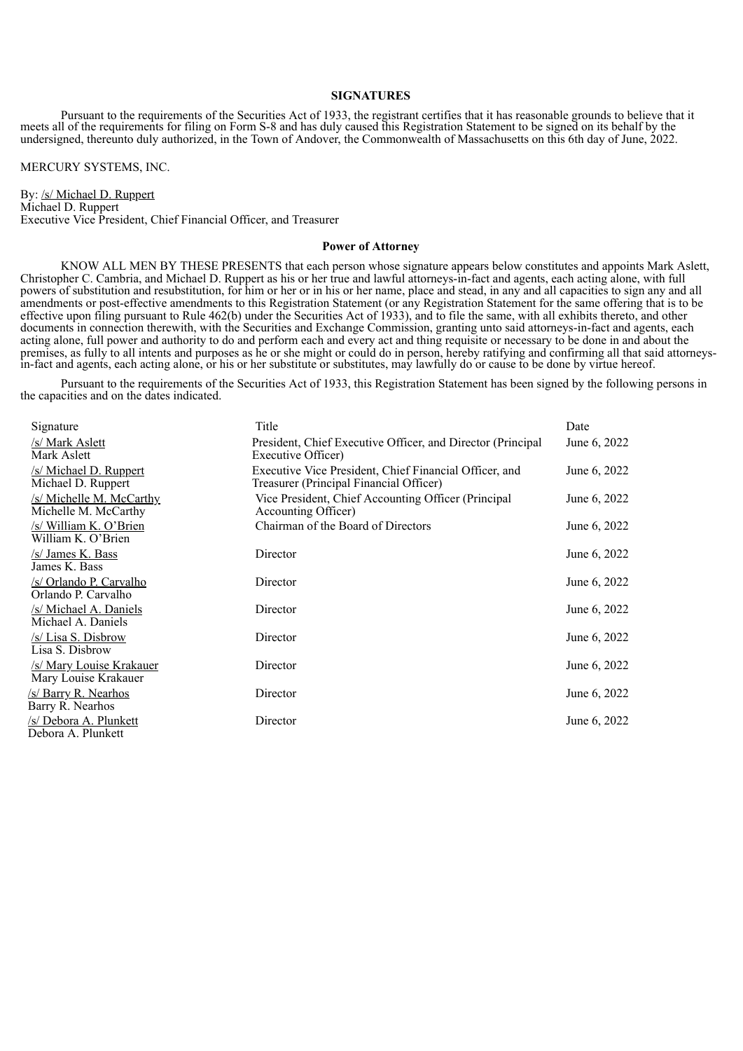## SIGNATURES

Pursuant to the requirements of the Securities Act of 1933, the registrant certifies that it has reasonable grounds to believe that it meets all of the requirements for filing on Form S-8 and has duly caused this Registration Statement to be signed on its behalf by the undersigned, thereunto duly authorized, in the Town of Andover, the Commonwealth of Massachusetts on this 6th day of June, 2022.

MERCURY SYSTEMS, INC.

By: /s/ Michael D. Ruppert
Michael D. Ruppert
Executive Vice President, Chief Financial Officer, and Treasurer

### Power of Attorney

KNOW ALL MEN BY THESE PRESENTS that each person whose signature appears below constitutes and appoints Mark Aslett, Christopher C. Cambria, and Michael D. Ruppert as his or her true and lawful attorneys-in-fact and agents, each acting alone, with full powers of substitution and resubstitution, for him or her or in his or her name, place and stead, in any and all capacities to sign any and all amendments or post-effective amendments to this Registration Statement (or any Registration Statement for the same offering that is to be effective upon filing pursuant to Rule 462(b) under the Securities Act of 1933), and to file the same, with all exhibits thereto, and other documents in connection therewith, with the Securities and Exchange Commission, granting unto said attorneys-in-fact and agents, each acting alone, full power and authority to do and perform each and every act and thing requisite or necessary to be done in and about the premises, as fully to all intents and purposes as he or she might or could do in person, hereby ratifying and confirming all that said attorneys-in-fact and agents, each acting alone, or his or her substitute or substitutes, may lawfully do or cause to be done by virtue hereof.

Pursuant to the requirements of the Securities Act of 1933, this Registration Statement has been signed by the following persons in the capacities and on the dates indicated.

| Signature | Title | Date |
|---|---|---|
| /s/ Mark Aslett<br>Mark Aslett | President, Chief Executive Officer, and Director (Principal Executive Officer) | June 6, 2022 |
| /s/ Michael D. Ruppert<br>Michael D. Ruppert | Executive Vice President, Chief Financial Officer, and Treasurer (Principal Financial Officer) | June 6, 2022 |
| /s/ Michelle M. McCarthy<br>Michelle M. McCarthy | Vice President, Chief Accounting Officer (Principal Accounting Officer) | June 6, 2022 |
| /s/ William K. O'Brien<br>William K. O'Brien | Chairman of the Board of Directors | June 6, 2022 |
| /s/ James K. Bass<br>James K. Bass | Director | June 6, 2022 |
| /s/ Orlando P. Carvalho<br>Orlando P. Carvalho | Director | June 6, 2022 |
| /s/ Michael A. Daniels<br>Michael A. Daniels | Director | June 6, 2022 |
| /s/ Lisa S. Disbrow<br>Lisa S. Disbrow | Director | June 6, 2022 |
| /s/ Mary Louise Krakauer<br>Mary Louise Krakauer | Director | June 6, 2022 |
| /s/ Barry R. Nearhos<br>Barry R. Nearhos | Director | June 6, 2022 |
| /s/ Debora A. Plunkett<br>Debora A. Plunkett | Director | June 6, 2022 |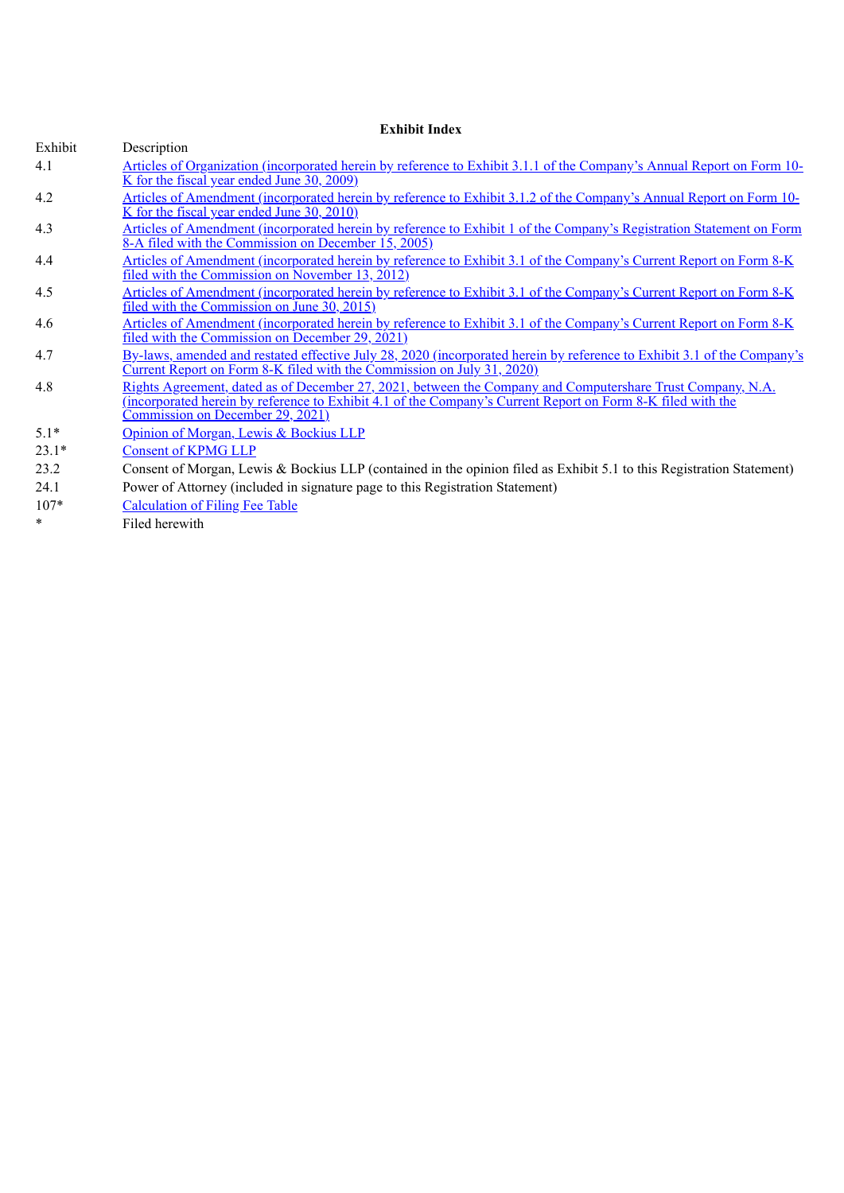**Exhibit Index**

| Exhibit | Description |
|---|---|
| 4.1 | Articles of Organization (incorporated herein by reference to Exhibit 3.1.1 of the Company's Annual Report on Form 10-K for the fiscal year ended June 30, 2009) |
| 4.2 | Articles of Amendment (incorporated herein by reference to Exhibit 3.1.2 of the Company's Annual Report on Form 10-K for the fiscal year ended June 30, 2010) |
| 4.3 | Articles of Amendment (incorporated herein by reference to Exhibit 1 of the Company's Registration Statement on Form 8-A filed with the Commission on December 15, 2005) |
| 4.4 | Articles of Amendment (incorporated herein by reference to Exhibit 3.1 of the Company's Current Report on Form 8-K filed with the Commission on November 13, 2012) |
| 4.5 | Articles of Amendment (incorporated herein by reference to Exhibit 3.1 of the Company's Current Report on Form 8-K filed with the Commission on June 30, 2015) |
| 4.6 | Articles of Amendment (incorporated herein by reference to Exhibit 3.1 of the Company's Current Report on Form 8-K filed with the Commission on December 29, 2021) |
| 4.7 | By-laws, amended and restated effective July 28, 2020 (incorporated herein by reference to Exhibit 3.1 of the Company's Current Report on Form 8-K filed with the Commission on July 31, 2020) |
| 4.8 | Rights Agreement, dated as of December 27, 2021, between the Company and Computershare Trust Company, N.A. (incorporated herein by reference to Exhibit 4.1 of the Company's Current Report on Form 8-K filed with the Commission on December 29, 2021) |
| 5.1* | Opinion of Morgan, Lewis & Bockius LLP |
| 23.1* | Consent of KPMG LLP |
| 23.2 | Consent of Morgan, Lewis & Bockius LLP (contained in the opinion filed as Exhibit 5.1 to this Registration Statement) |
| 24.1 | Power of Attorney (included in signature page to this Registration Statement) |
| 107* | Calculation of Filing Fee Table |
| * | Filed herewith |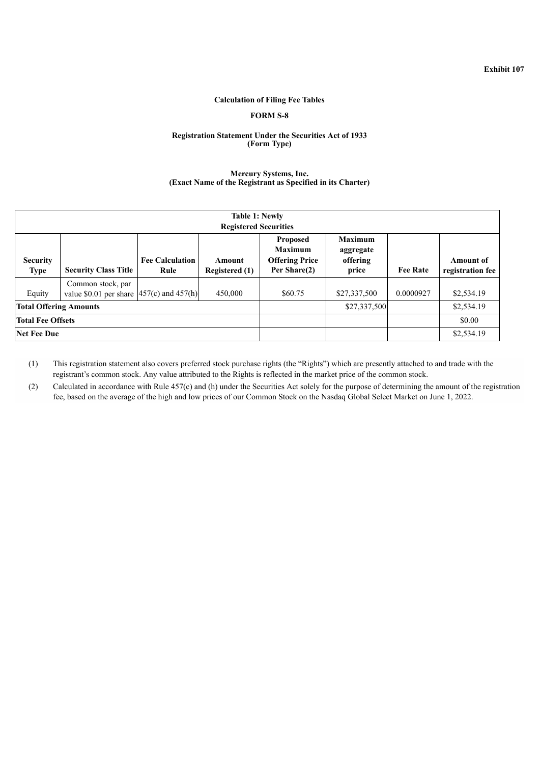**Exhibit 107**

**Calculation of Filing Fee Tables**

**FORM S-8**

**Registration Statement Under the Securities Act of 1933**
**(Form Type)**

**Mercury Systems, Inc.**
**(Exact Name of the Registrant as Specified in its Charter)**

| **Table 1: Newly Registered Securities** | | | | | | | |
|---|---|---|---|---|---|---|---|
| **Security Type** | **Security Class Title** | **Fee Calculation Rule** | **Amount Registered (1)** | **Proposed Maximum Offering Price Per Share(2)** | **Maximum aggregate offering price** | **Fee Rate** | **Amount of registration fee** |
| Equity | Common stock, par value $0.01 per share | 457(c) and 457(h) | 450,000 | $60.75 | $27,337,500 | 0.0000927 | $2,534.19 |
| **Total Offering Amounts** | | | | | $27,337,500 | | $2,534.19 |
| **Total Fee Offsets** | | | | | | | $0.00 |
| **Net Fee Due** | | | | | | | $2,534.19 |

(1) This registration statement also covers preferred stock purchase rights (the "Rights") which are presently attached to and trade with the registrant's common stock. Any value attributed to the Rights is reflected in the market price of the common stock.

(2) Calculated in accordance with Rule 457(c) and (h) under the Securities Act solely for the purpose of determining the amount of the registration fee, based on the average of the high and low prices of our Common Stock on the Nasdaq Global Select Market on June 1, 2022.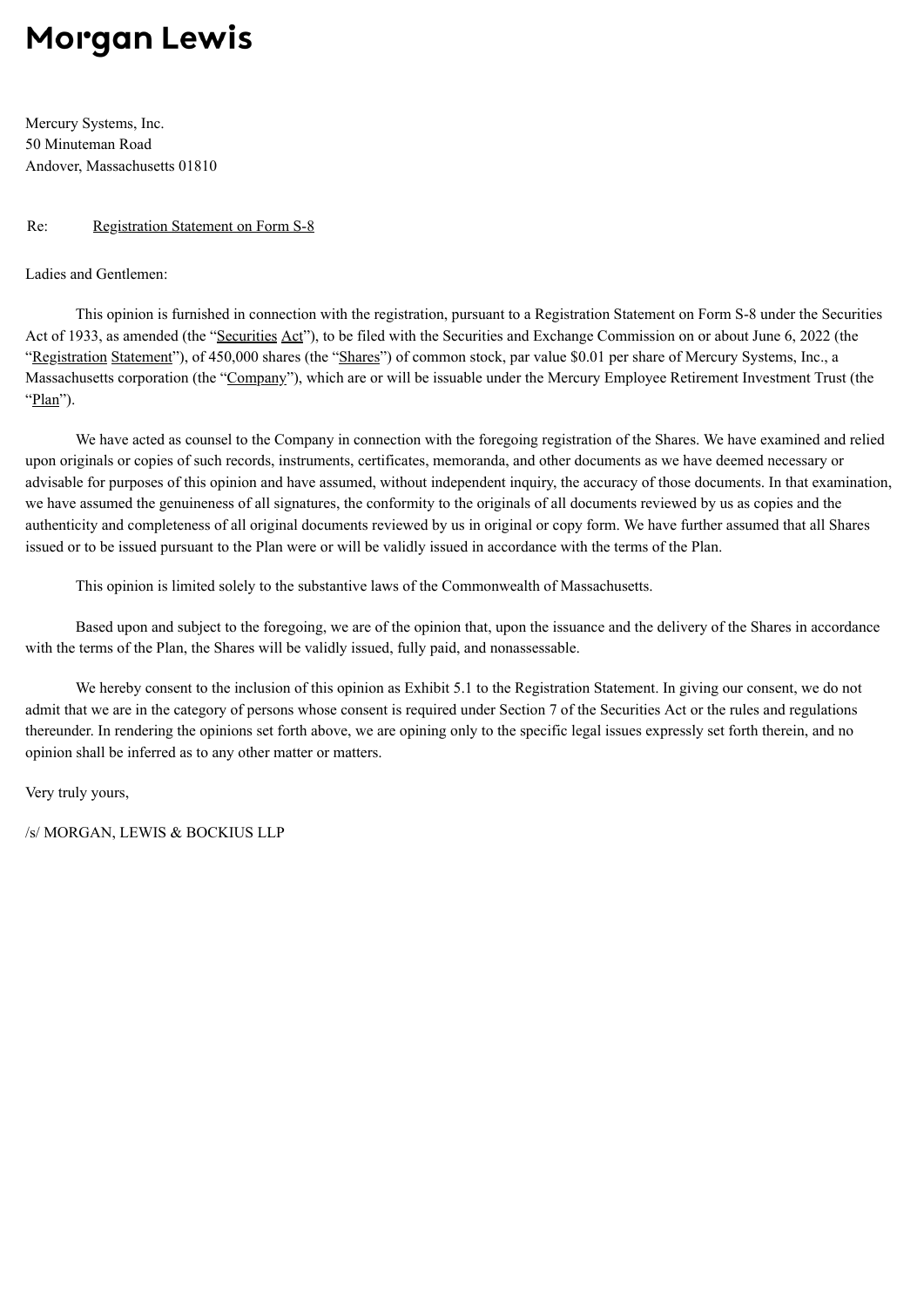# Morgan Lewis

Mercury Systems, Inc.
50 Minuteman Road
Andover, Massachusetts 01810

Re: Registration Statement on Form S-8

Ladies and Gentlemen:

This opinion is furnished in connection with the registration, pursuant to a Registration Statement on Form S-8 under the Securities Act of 1933, as amended (the "Securities Act"), to be filed with the Securities and Exchange Commission on or about June 6, 2022 (the "Registration Statement"), of 450,000 shares (the "Shares") of common stock, par value $0.01 per share of Mercury Systems, Inc., a Massachusetts corporation (the "Company"), which are or will be issuable under the Mercury Employee Retirement Investment Trust (the "Plan").

We have acted as counsel to the Company in connection with the foregoing registration of the Shares. We have examined and relied upon originals or copies of such records, instruments, certificates, memoranda, and other documents as we have deemed necessary or advisable for purposes of this opinion and have assumed, without independent inquiry, the accuracy of those documents. In that examination, we have assumed the genuineness of all signatures, the conformity to the originals of all documents reviewed by us as copies and the authenticity and completeness of all original documents reviewed by us in original or copy form. We have further assumed that all Shares issued or to be issued pursuant to the Plan were or will be validly issued in accordance with the terms of the Plan.

This opinion is limited solely to the substantive laws of the Commonwealth of Massachusetts.

Based upon and subject to the foregoing, we are of the opinion that, upon the issuance and the delivery of the Shares in accordance with the terms of the Plan, the Shares will be validly issued, fully paid, and nonassessable.

We hereby consent to the inclusion of this opinion as Exhibit 5.1 to the Registration Statement. In giving our consent, we do not admit that we are in the category of persons whose consent is required under Section 7 of the Securities Act or the rules and regulations thereunder. In rendering the opinions set forth above, we are opining only to the specific legal issues expressly set forth therein, and no opinion shall be inferred as to any other matter or matters.

Very truly yours,

/s/ MORGAN, LEWIS & BOCKIUS LLP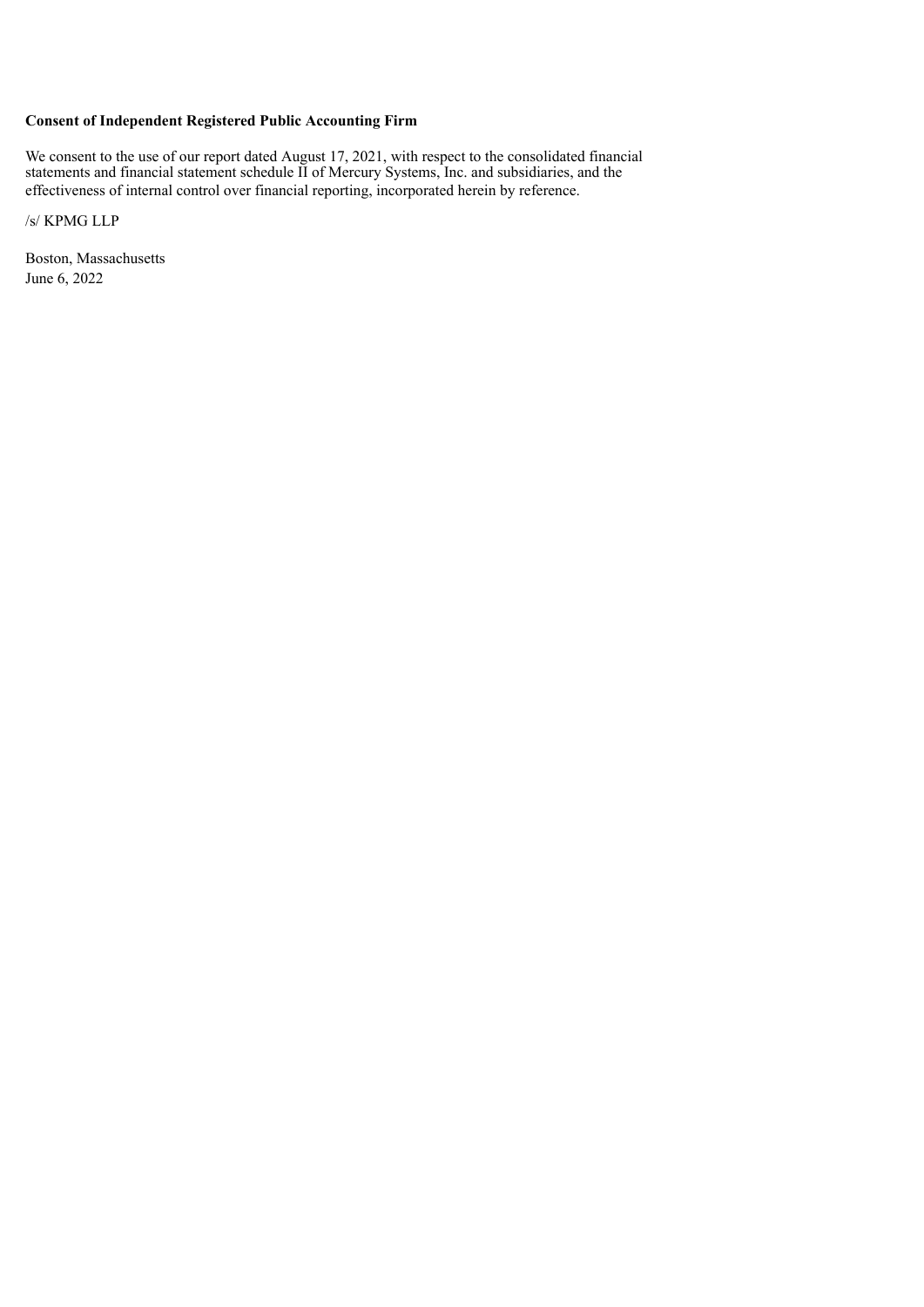**Consent of Independent Registered Public Accounting Firm**

We consent to the use of our report dated August 17, 2021, with respect to the consolidated financial statements and financial statement schedule II of Mercury Systems, Inc. and subsidiaries, and the effectiveness of internal control over financial reporting, incorporated herein by reference.

/s/ KPMG LLP

Boston, Massachusetts
June 6, 2022